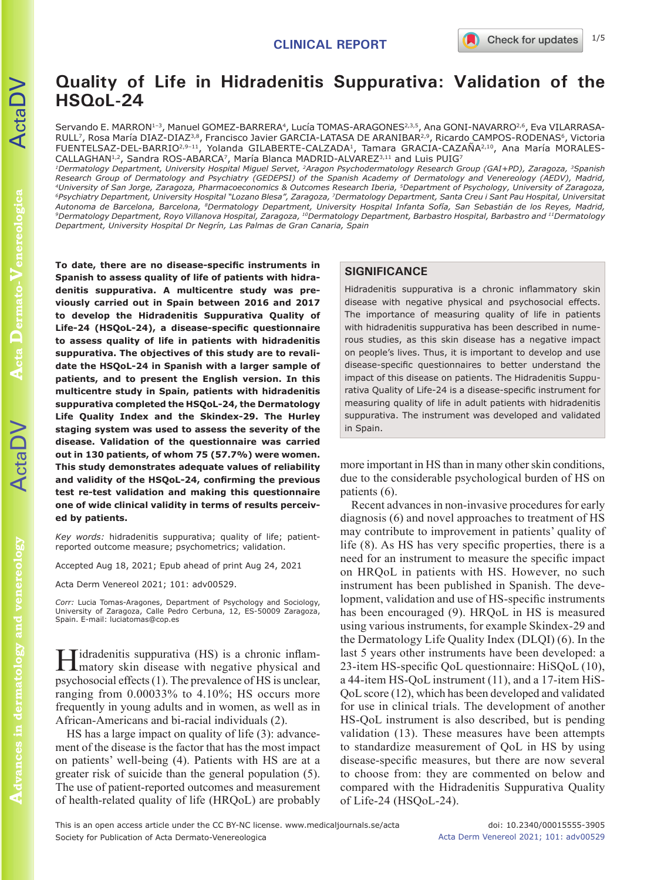CLINICAL REPORT

# Quality of Life in Hidradenitis Suppurativa: Validation of the HSQoL-24

Servando E. MARRON[1–3], Manuel GOMEZ-BARRERA[4], Lucía TOMAS-ARAGONES[2,3,5], Ana GONI-NAVARRO[2,6], Eva VILARRASA-RULL[7], Rosa María DIAZ-DIAZ[3,8], Francisco Javier GARCIA-LATASA DE ARANIBAR[2,9], Ricardo CAMPOS-RODENAS[6], Victoria FUENTELSAZ-DEL-BARRIO[2,9–11], Yolanda GILABERTE-CALZADA[1], Tamara GRACIA-CAZAÑA[2,10], Ana María MORALES-CALLAGHAN[1,2], Sandra ROS-ABARCA[7], María Blanca MADRID-ALVAREZ[3,11] and Luis PUIG[7]

*[1]Dermatology Department, University Hospital Miguel Servet, [2]Aragon Psychodermatology Research Group (GAI+PD), Zaragoza, [3]Spanish Research Group of Dermatology and Psychiatry (GEDEPSI) of the Spanish Academy of Dermatology and Venereology (AEDV), Madrid, [4]University of San Jorge, Zaragoza, Pharmacoeconomics & Outcomes Research Iberia, [5]Department of Psychology, University of Zaragoza, [6]Psychiatry Department, University Hospital "Lozano Blesa", Zaragoza, [7]Dermatology Department, Santa Creu i Sant Pau Hospital, Universitat Autonoma de Barcelona, Barcelona, [8]Dermatology Department, University Hospital Infanta Sofía, San Sebastián de los Reyes, Madrid, [9]Dermatology Department, Royo Villanova Hospital, Zaragoza, [10]Dermatology Department, Barbastro Hospital, Barbastro and [11]Dermatology Department, University Hospital Dr Negrín, Las Palmas de Gran Canaria, Spain*

**To date, there are no disease-specific instruments in Spanish to assess quality of life of patients with hidradenitis suppurativa. A multicentre study was previously carried out in Spain between 2016 and 2017 to develop the Hidradenitis Suppurativa Quality of Life-24 (HSQoL-24), a disease-specific questionnaire to assess quality of life in patients with hidradenitis suppurativa. The objectives of this study are to revalidate the HSQoL-24 in Spanish with a larger sample of patients, and to present the English version. In this multicentre study in Spain, patients with hidradenitis suppurativa completed the HSQoL-24, the Dermatology Life Quality Index and the Skindex-29. The Hurley staging system was used to assess the severity of the disease. Validation of the questionnaire was carried out in 130 patients, of whom 75 (57.7%) were women. This study demonstrates adequate values of reliability and validity of the HSQoL-24, confirming the previous test re-test validation and making this questionnaire one of wide clinical validity in terms of results perceived by patients.**

*Key words:* hidradenitis suppurativa; quality of life; patient-reported outcome measure; psychometrics; validation.

Accepted Aug 18, 2021; Epub ahead of print Aug 24, 2021

Acta Derm Venereol 2021; 101: adv00529.

Corr: Lucia Tomas-Aragones, Department of Psychology and Sociology, University of Zaragoza, Calle Pedro Cerbuna, 12, ES-50009 Zaragoza, Spain. E-mail: luciatomas@cop.es

## SIGNIFICANCE

Hidradenitis suppurativa is a chronic inflammatory skin disease with negative physical and psychosocial effects. The importance of measuring quality of life in patients with hidradenitis suppurativa has been described in numerous studies, as this skin disease has a negative impact on people's lives. Thus, it is important to develop and use disease-specific questionnaires to better understand the impact of this disease on patients. The Hidradenitis Suppurativa Quality of Life-24 is a disease-specific instrument for measuring quality of life in adult patients with hidradenitis suppurativa. The instrument was developed and validated in Spain.

Hidradenitis suppurativa (HS) is a chronic inflammatory skin disease with negative physical and psychosocial effects (1). The prevalence of HS is unclear, ranging from 0.00033% to 4.10%; HS occurs more frequently in young adults and in women, as well as in African-Americans and bi-racial individuals (2).

HS has a large impact on quality of life (3): advancement of the disease is the factor that has the most impact on patients' well-being (4). Patients with HS are at a greater risk of suicide than the general population (5). The use of patient-reported outcomes and measurement of health-related quality of life (HRQoL) are probably more important in HS than in many other skin conditions, due to the considerable psychological burden of HS on patients (6).

Recent advances in non-invasive procedures for early diagnosis (6) and novel approaches to treatment of HS may contribute to improvement in patients' quality of life (8). As HS has very specific properties, there is a need for an instrument to measure the specific impact on HRQoL in patients with HS. However, no such instrument has been published in Spanish. The development, validation and use of HS-specific instruments has been encouraged (9). HRQoL in HS is measured using various instruments, for example Skindex-29 and the Dermatology Life Quality Index (DLQI) (6). In the last 5 years other instruments have been developed: a 23-item HS-specific QoL questionnaire: HiSQoL (10), a 44-item HS-QoL instrument (11), and a 17-item HiS-QoL score (12), which has been developed and validated for use in clinical trials. The development of another HS-QoL instrument is also described, but is pending validation (13). These measures have been attempts to standardize measurement of QoL in HS by using disease-specific measures, but there are now several to choose from: they are commented on below and compared with the Hidradenitis Suppurativa Quality of Life-24 (HSQoL-24).

This is an open access article under the CC BY-NC license. www.medicaljournals.se/acta
Society for Publication of Acta Dermato-Venereologica

doi: 10.2340/00015555-3905
Acta Derm Venereol 2021; 101: adv00529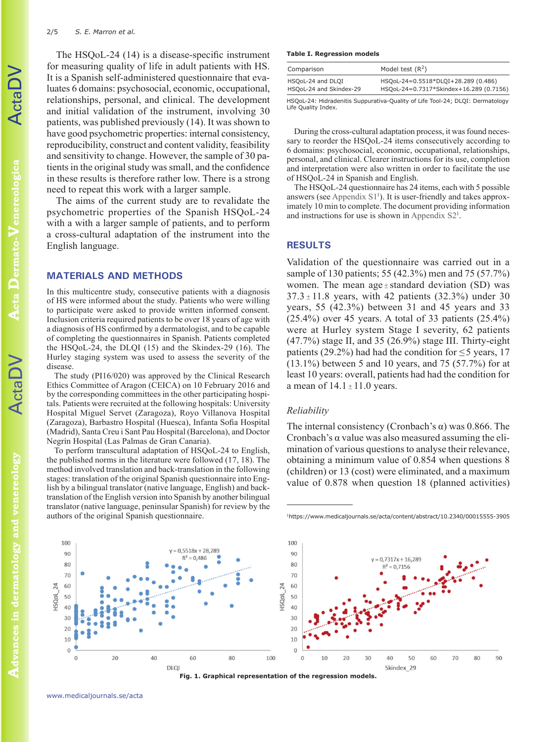The HSQoL-24 (14) is a disease-specific instrument for measuring quality of life in adult patients with HS. It is a Spanish self-administered questionnaire that evaluates 6 domains: psychosocial, economic, occupational, relationships, personal, and clinical. The development and initial validation of the instrument, involving 30 patients, was published previously (14). It was shown to have good psychometric properties: internal consistency, reproducibility, construct and content validity, feasibility and sensitivity to change. However, the sample of 30 patients in the original study was small, and the confidence in these results is therefore rather low. There is a strong need to repeat this work with a larger sample.

The aims of the current study are to revalidate the psychometric properties of the Spanish HSQoL-24 with a with a larger sample of patients, and to perform a cross-cultural adaptation of the instrument into the English language.

## MATERIALS AND METHODS

In this multicentre study, consecutive patients with a diagnosis of HS were informed about the study. Patients who were willing to participate were asked to provide written informed consent. Inclusion criteria required patients to be over 18 years of age with a diagnosis of HS confirmed by a dermatologist, and to be capable of completing the questionnaires in Spanish. Patients completed the HSQoL-24, the DLQI (15) and the Skindex-29 (16). The Hurley staging system was used to assess the severity of the disease.

The study (PI16/020) was approved by the Clinical Research Ethics Committee of Aragon (CEICA) on 10 February 2016 and by the corresponding committees in the other participating hospitals. Patients were recruited at the following hospitals: University Hospital Miguel Servet (Zaragoza), Royo Villanova Hospital (Zaragoza), Barbastro Hospital (Huesca), Infanta Sofía Hospital (Madrid), Santa Creu i Sant Pau Hospital (Barcelona), and Doctor Negrín Hospital (Las Palmas de Gran Canaria).

To perform transcultural adaptation of HSQoL-24 to English, the published norms in the literature were followed (17, 18). The method involved translation and back-translation in the following stages: translation of the original Spanish questionnaire into English by a bilingual translator (native language, English) and back-translation of the English version into Spanish by another bilingual translator (native language, peninsular Spanish) for review by the authors of the original Spanish questionnaire.

**Table I. Regression models**

| Comparison | Model test ($R^2$) |
|---|---|
| HSQoL-24 and DLQI | HSQoL-24=0.5518*DLQI+28.289 (0.486) |
| HSQoL-24 and Skindex-29 | HSQoL-24=0.7317*Skindex+16.289 (0.7156) |

HSQoL-24: Hidradenitis Suppurativa-Quality of Life Tool-24; DLQI: Dermatology Life Quality Index.

During the cross-cultural adaptation process, it was found necessary to reorder the HSQoL-24 items consecutively according to 6 domains: psychosocial, economic, occupational, relationships, personal, and clinical. Clearer instructions for its use, completion and interpretation were also written in order to facilitate the use of HSQoL-24 in Spanish and English.

The HSQoL-24 questionnaire has 24 items, each with 5 possible answers (see Appendix S1[1]). It is user-friendly and takes approximately 10 min to complete. The document providing information and instructions for use is shown in Appendix S2[1].

## RESULTS

Validation of the questionnaire was carried out in a sample of 130 patients; 55 (42.3%) men and 75 (57.7%) women. The mean age ± standard deviation (SD) was 37.3 ± 11.8 years, with 42 patients (32.3%) under 30 years, 55 (42.3%) between 31 and 45 years and 33 (25.4%) over 45 years. A total of 33 patients (25.4%) were at Hurley system Stage I severity, 62 patients (47.7%) stage II, and 35 (26.9%) stage III. Thirty-eight patients (29.2%) had had the condition for ≤5 years, 17 (13.1%) between 5 and 10 years, and 75 (57.7%) for at least 10 years: overall, patients had had the condition for a mean of 14.1 ± 11.0 years.

### *Reliability*

The internal consistency (Cronbach's α) was 0.866. The Cronbach's α value was also measured assuming the elimination of various questions to analyse their relevance, obtaining a minimum value of 0.854 when questions 8 (children) or 13 (cost) were eliminated, and a maximum value of 0.878 when question 18 (planned activities)

[1]https://www.medicaljournals.se/acta/content/abstract/10.2340/00015555-3905

**Fig. 1. Graphical representation of the regression models.**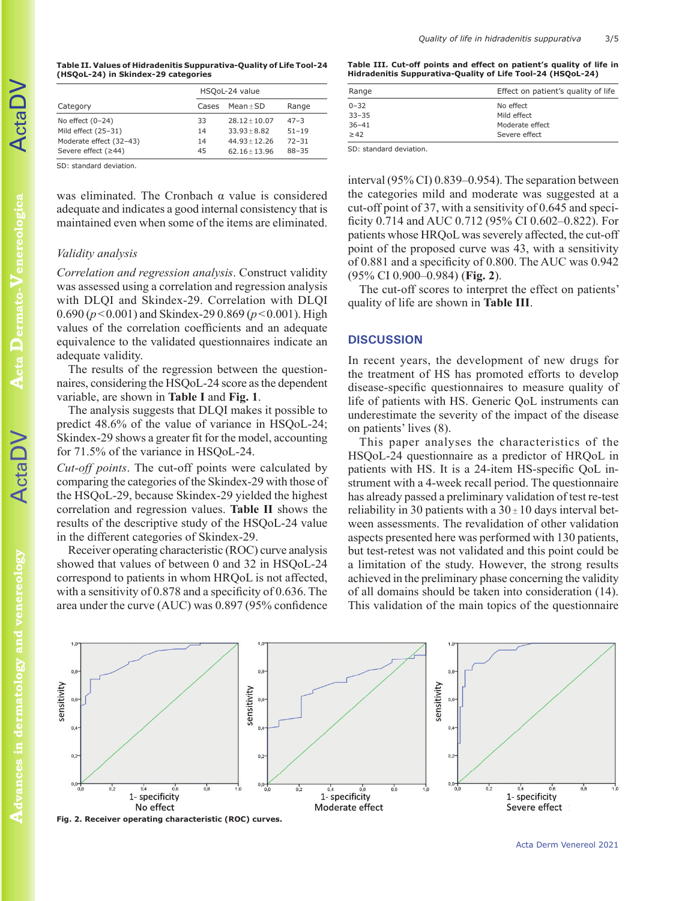**Table II. Values of Hidradenitis Suppurativa-Quality of Life Tool-24 (HSQoL-24) in Skindex-29 categories**

| Category | HSQoL-24 value | | |
|---|---|---|---|
| | Cases | Mean±SD | Range |
| No effect (0–24) | 33 | 28.12±10.07 | 47–3 |
| Mild effect (25–31) | 14 | 33.93±8.82 | 51–19 |
| Moderate effect (32–43) | 14 | 44.93±12.26 | 72–31 |
| Severe effect (≥44) | 45 | 62.16±13.96 | 88–35 |

SD: standard deviation.

was eliminated. The Cronbach α value is considered adequate and indicates a good internal consistency that is maintained even when some of the items are eliminated.

### *Validity analysis*

*Correlation and regression analysis*. Construct validity was assessed using a correlation and regression analysis with DLQI and Skindex-29. Correlation with DLQI 0.690 ($p<0.001$) and Skindex-29 0.869 ($p<0.001$). High values of the correlation coefficients and an adequate equivalence to the validated questionnaires indicate an adequate validity.

The results of the regression between the questionnaires, considering the HSQoL-24 score as the dependent variable, are shown in **Table I** and **Fig. 1**.

The analysis suggests that DLQI makes it possible to predict 48.6% of the value of variance in HSQoL-24; Skindex-29 shows a greater fit for the model, accounting for 71.5% of the variance in HSQoL-24.

*Cut-off points*. The cut-off points were calculated by comparing the categories of the Skindex-29 with those of the HSQoL-29, because Skindex-29 yielded the highest correlation and regression values. **Table II** shows the results of the descriptive study of the HSQoL-24 value in the different categories of Skindex-29.

Receiver operating characteristic (ROC) curve analysis showed that values of between 0 and 32 in HSQoL-24 correspond to patients in whom HRQoL is not affected, with a sensitivity of 0.878 and a specificity of 0.636. The area under the curve (AUC) was 0.897 (95% confidence interval (95% CI) 0.839–0.954). The separation between the categories mild and moderate was suggested at a cut-off point of 37, with a sensitivity of 0.645 and specificity 0.714 and AUC 0.712 (95% CI 0.602–0.822). For patients whose HRQoL was severely affected, the cut-off point of the proposed curve was 43, with a sensitivity of 0.881 and a specificity of 0.800. The AUC was 0.942 (95% CI 0.900–0.984) (**Fig. 2**).

The cut-off scores to interpret the effect on patients' quality of life are shown in **Table III**.

**Table III. Cut-off points and effect on patient's quality of life in Hidradenitis Suppurativa-Quality of Life Tool-24 (HSQoL-24)**

| Range | Effect on patient's quality of life |
|---|---|
| 0–32 | No effect |
| 33–35 | Mild effect |
| 36–41 | Moderate effect |
| ≥42 | Severe effect |

SD: standard deviation.

## DISCUSSION

In recent years, the development of new drugs for the treatment of HS has promoted efforts to develop disease-specific questionnaires to measure quality of life of patients with HS. Generic QoL instruments can underestimate the severity of the impact of the disease on patients' lives (8).

This paper analyses the characteristics of the HSQoL-24 questionnaire as a predictor of HRQoL in patients with HS. It is a 24-item HS-specific QoL instrument with a 4-week recall period. The questionnaire has already passed a preliminary validation of test re-test reliability in 30 patients with a 30±10 days interval between assessments. The revalidation of other validation aspects presented here was performed with 130 patients, but test-retest was not validated and this point could be a limitation of the study. However, the strong results achieved in the preliminary phase concerning the validity of all domains should be taken into consideration (14). This validation of the main topics of the questionnaire

**Fig. 2. Receiver operating characteristic (ROC) curves.**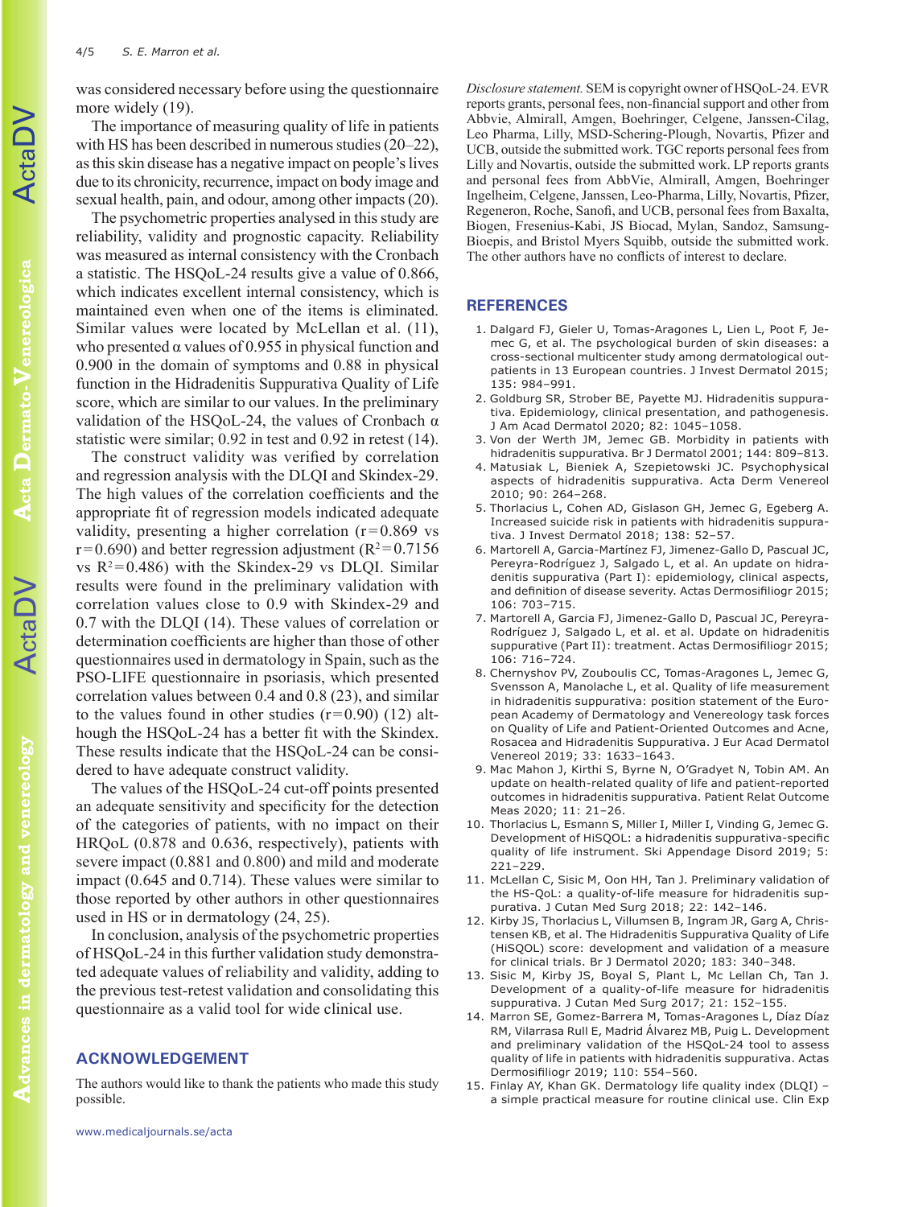was considered necessary before using the questionnaire more widely (19).

The importance of measuring quality of life in patients with HS has been described in numerous studies (20–22), as this skin disease has a negative impact on people's lives due to its chronicity, recurrence, impact on body image and sexual health, pain, and odour, among other impacts (20).

The psychometric properties analysed in this study are reliability, validity and prognostic capacity. Reliability was measured as internal consistency with the Cronbach a statistic. The HSQoL-24 results give a value of 0.866, which indicates excellent internal consistency, which is maintained even when one of the items is eliminated. Similar values were located by McLellan et al. (11), who presented $\alpha$ values of 0.955 in physical function and 0.900 in the domain of symptoms and 0.88 in physical function in the Hidradenitis Suppurativa Quality of Life score, which are similar to our values. In the preliminary validation of the HSQoL-24, the values of Cronbach $\alpha$ statistic were similar; 0.92 in test and 0.92 in retest (14).

The construct validity was verified by correlation and regression analysis with the DLQI and Skindex-29. The high values of the correlation coefficients and the appropriate fit of regression models indicated adequate validity, presenting a higher correlation ($r=0.869$ vs $r=0.690$) and better regression adjustment ($R^2=0.7156$ vs $R^2=0.486$) with the Skindex-29 vs DLQI. Similar results were found in the preliminary validation with correlation values close to 0.9 with Skindex-29 and 0.7 with the DLQI (14). These values of correlation or determination coefficients are higher than those of other questionnaires used in dermatology in Spain, such as the PSO-LIFE questionnaire in psoriasis, which presented correlation values between 0.4 and 0.8 (23), and similar to the values found in other studies ($r=0.90$) (12) although the HSQoL-24 has a better fit with the Skindex. These results indicate that the HSQoL-24 can be considered to have adequate construct validity.

The values of the HSQoL-24 cut-off points presented an adequate sensitivity and specificity for the detection of the categories of patients, with no impact on their HRQoL (0.878 and 0.636, respectively), patients with severe impact (0.881 and 0.800) and mild and moderate impact (0.645 and 0.714). These values were similar to those reported by other authors in other questionnaires used in HS or in dermatology (24, 25).

In conclusion, analysis of the psychometric properties of HSQoL-24 in this further validation study demonstrated adequate values of reliability and validity, adding to the previous test-retest validation and consolidating this questionnaire as a valid tool for wide clinical use.

## ACKNOWLEDGEMENT

The authors would like to thank the patients who made this study possible.

*Disclosure statement.* SEM is copyright owner of HSQoL-24. EVR reports grants, personal fees, non-financial support and other from Abbvie, Almirall, Amgen, Boehringer, Celgene, Janssen-Cilag, Leo Pharma, Lilly, MSD-Schering-Plough, Novartis, Pfizer and UCB, outside the submitted work. TGC reports personal fees from Lilly and Novartis, outside the submitted work. LP reports grants and personal fees from AbbVie, Almirall, Amgen, Boehringer Ingelheim, Celgene, Janssen, Leo-Pharma, Lilly, Novartis, Pfizer, Regeneron, Roche, Sanofi, and UCB, personal fees from Baxalta, Biogen, Fresenius-Kabi, JS Biocad, Mylan, Sandoz, Samsung-Bioepis, and Bristol Myers Squibb, outside the submitted work. The other authors have no conflicts of interest to declare.

## REFERENCES

1. Dalgard FJ, Gieler U, Tomas-Aragones L, Lien L, Poot F, Jemec G, et al. The psychological burden of skin diseases: a cross-sectional multicenter study among dermatological outpatients in 13 European countries. J Invest Dermatol 2015; 135: 984–991.
2. Goldburg SR, Strober BE, Payette MJ. Hidradenitis suppurativa. Epidemiology, clinical presentation, and pathogenesis. J Am Acad Dermatol 2020; 82: 1045–1058.
3. Von der Werth JM, Jemec GB. Morbidity in patients with hidradenitis suppurativa. Br J Dermatol 2001; 144: 809–813.
4. Matusiak L, Bieniek A, Szepietowski JC. Psychophysical aspects of hidradenitis suppurativa. Acta Derm Venereol 2010; 90: 264–268.
5. Thorlacius L, Cohen AD, Gislason GH, Jemec G, Egeberg A. Increased suicide risk in patients with hidradenitis suppurativa. J Invest Dermatol 2018; 138: 52–57.
6. Martorell A, Garcia-Martínez FJ, Jimenez-Gallo D, Pascual JC, Pereyra-Rodríguez J, Salgado L, et al. An update on hidradenitis suppurativa (Part I): epidemiology, clinical aspects, and definition of disease severity. Actas Dermosifiliogr 2015; 106: 703–715.
7. Martorell A, Garcia FJ, Jimenez-Gallo D, Pascual JC, Pereyra-Rodríguez J, Salgado L, et al. et al. Update on hidradenitis suppurative (Part II): treatment. Actas Dermosifiliogr 2015; 106: 716–724.
8. Chernyshov PV, Zouboulis CC, Tomas-Aragones L, Jemec G, Svensson A, Manolache L, et al. Quality of life measurement in hidradenitis suppurativa: position statement of the European Academy of Dermatology and Venereology task forces on Quality of Life and Patient-Oriented Outcomes and Acne, Rosacea and Hidradenitis Suppurativa. J Eur Acad Dermatol Venereol 2019; 33: 1633–1643.
9. Mac Mahon J, Kirthi S, Byrne N, O'Gradyet N, Tobin AM. An update on health-related quality of life and patient-reported outcomes in hidradenitis suppurativa. Patient Relat Outcome Meas 2020; 11: 21–26.
10. Thorlacius L, Esmann S, Miller I, Miller I, Vinding G, Jemec G. Development of HiSQOL: a hidradenitis suppurativa-specific quality of life instrument. Ski Appendage Disord 2019; 5: 221–229.
11. McLellan C, Sisic M, Oon HH, Tan J. Preliminary validation of the HS-QoL: a quality-of-life measure for hidradenitis suppurativa. J Cutan Med Surg 2018; 22: 142–146.
12. Kirby JS, Thorlacius L, Villumsen B, Ingram JR, Garg A, Christensen KB, et al. The Hidradenitis Suppurativa Quality of Life (HiSQOL) score: development and validation of a measure for clinical trials. Br J Dermatol 2020; 183: 340–348.
13. Sisic M, Kirby JS, Boyal S, Plant L, Mc Lellan Ch, Tan J. Development of a quality-of-life measure for hidradenitis suppurativa. J Cutan Med Surg 2017; 21: 152–155.
14. Marron SE, Gomez-Barrera M, Tomas-Aragones L, Díaz Díaz RM, Vilarrasa Rull E, Madrid Álvarez MB, Puig L. Development and preliminary validation of the HSQoL-24 tool to assess quality of life in patients with hidradenitis suppurativa. Actas Dermosifiliogr 2019; 110: 554–560.
15. Finlay AY, Khan GK. Dermatology life quality index (DLQI) – a simple practical measure for routine clinical use. Clin Exp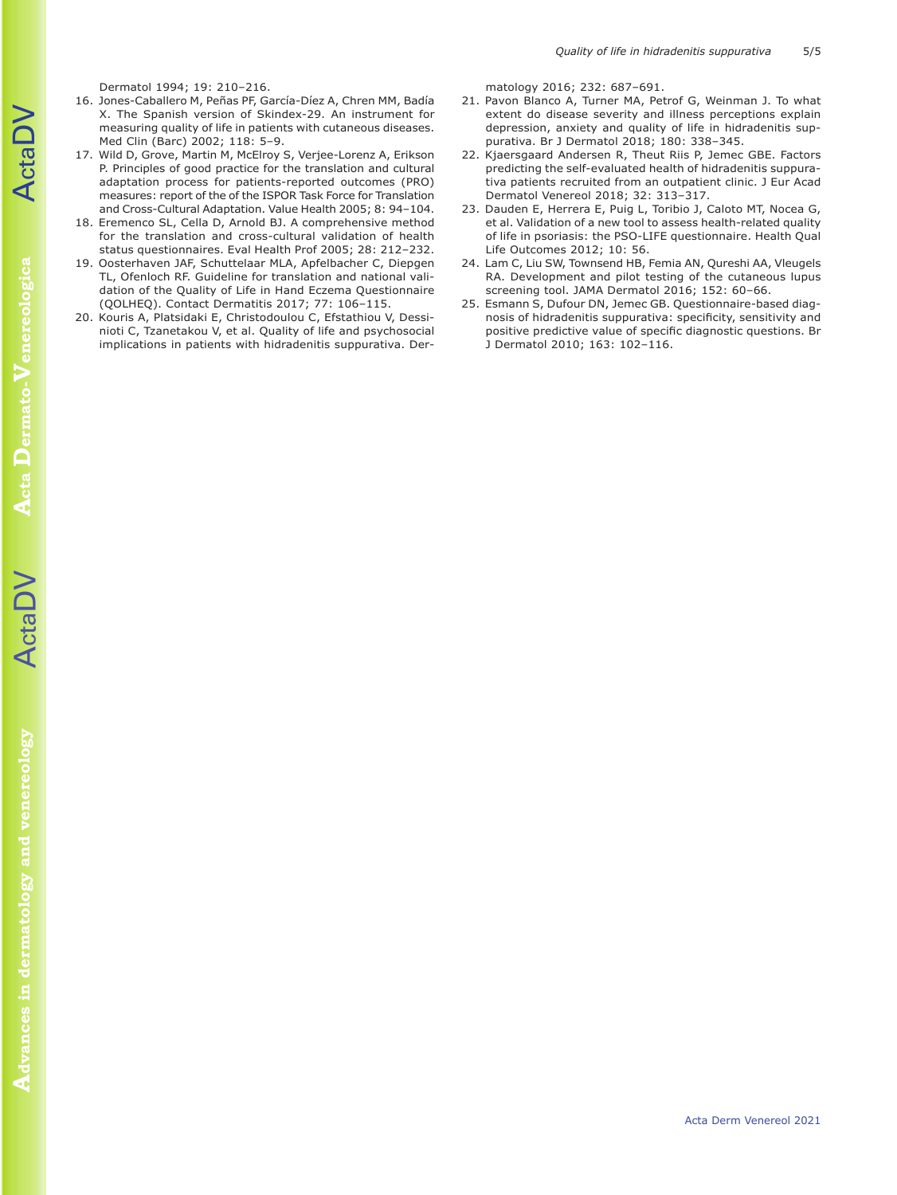Dermatol 1994; 19: 210–216.

16. Jones-Caballero M, Peñas PF, García-Díez A, Chren MM, Badía X. The Spanish version of Skindex-29. An instrument for measuring quality of life in patients with cutaneous diseases. Med Clin (Barc) 2002; 118: 5–9.
17. Wild D, Grove, Martin M, McElroy S, Verjee-Lorenz A, Erikson P. Principles of good practice for the translation and cultural adaptation process for patients-reported outcomes (PRO) measures: report of the of the ISPOR Task Force for Translation and Cross-Cultural Adaptation. Value Health 2005; 8: 94–104.
18. Eremenco SL, Cella D, Arnold BJ. A comprehensive method for the translation and cross-cultural validation of health status questionnaires. Eval Health Prof 2005; 28: 212–232.
19. Oosterhaven JAF, Schuttelaar MLA, Apfelbacher C, Diepgen TL, Ofenloch RF. Guideline for translation and national validation of the Quality of Life in Hand Eczema Questionnaire (QOLHEQ). Contact Dermatitis 2017; 77: 106–115.
20. Kouris A, Platsidaki E, Christodoulou C, Efstathiou V, Dessinioti C, Tzanetakou V, et al. Quality of life and psychosocial implications in patients with hidradenitis suppurativa. Dermatology 2016; 232: 687–691.
21. Pavon Blanco A, Turner MA, Petrof G, Weinman J. To what extent do disease severity and illness perceptions explain depression, anxiety and quality of life in hidradenitis suppurativa. Br J Dermatol 2018; 180: 338–345.
22. Kjaersgaard Andersen R, Theut Riis P, Jemec GBE. Factors predicting the self-evaluated health of hidradenitis suppurativa patients recruited from an outpatient clinic. J Eur Acad Dermatol Venereol 2018; 32: 313–317.
23. Dauden E, Herrera E, Puig L, Toribio J, Caloto MT, Nocea G, et al. Validation of a new tool to assess health-related quality of life in psoriasis: the PSO-LIFE questionnaire. Health Qual Life Outcomes 2012; 10: 56.
24. Lam C, Liu SW, Townsend HB, Femia AN, Qureshi AA, Vleugels RA. Development and pilot testing of the cutaneous lupus screening tool. JAMA Dermatol 2016; 152: 60–66.
25. Esmann S, Dufour DN, Jemec GB. Questionnaire-based diagnosis of hidradenitis suppurativa: specificity, sensitivity and positive predictive value of specific diagnostic questions. Br J Dermatol 2010; 163: 102–116.